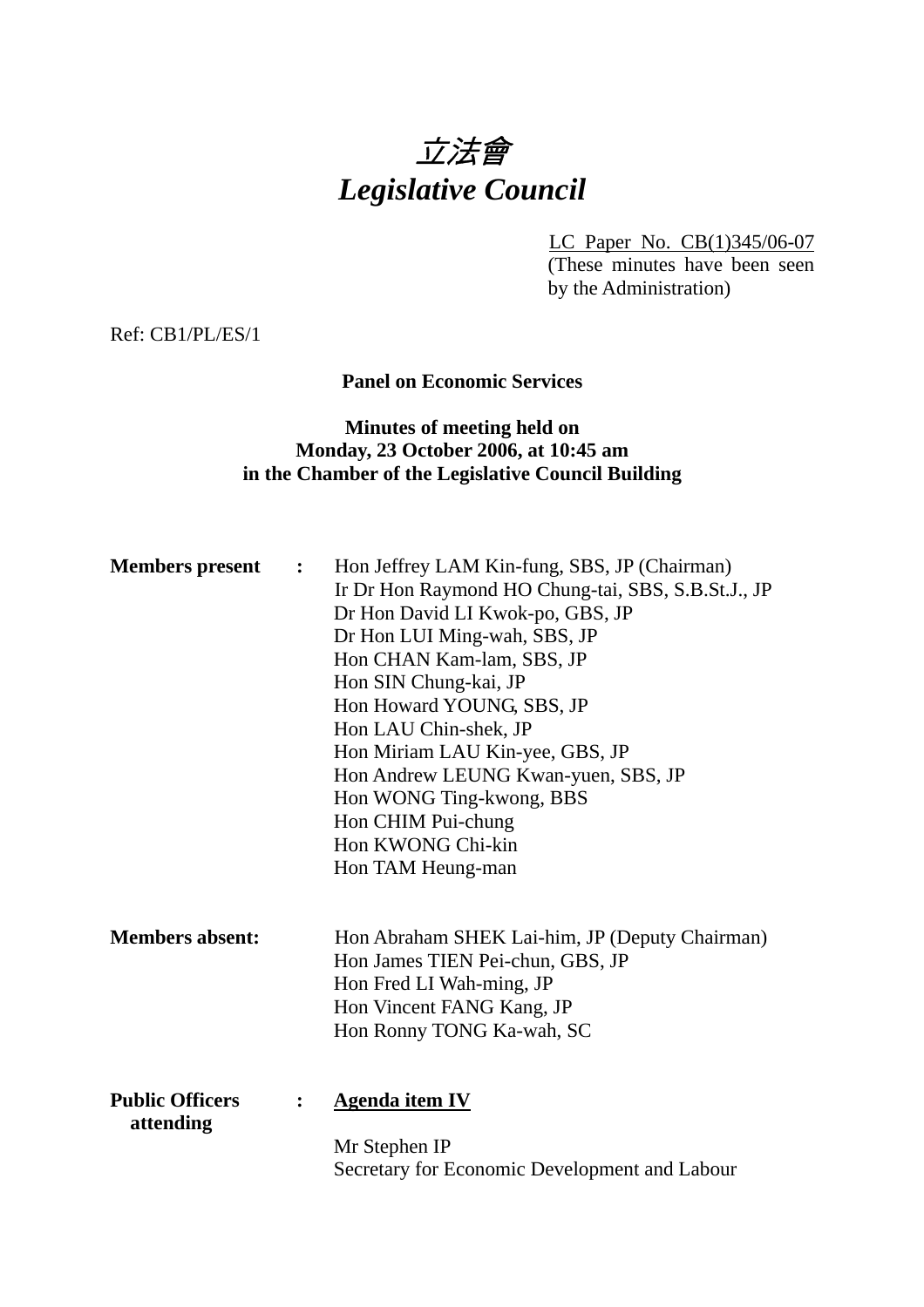# *立法會*
# *Legislative Council*

LC Paper No. CB(1)345/06-07
(These minutes have been seen by the Administration)

Ref: CB1/PL/ES/1

**Panel on Economic Services**

**Minutes of meeting held on**
**Monday, 23 October 2006, at 10:45 am**
**in the Chamber of the Legislative Council Building**

**Members present** : Hon Jeffrey LAM Kin-fung, SBS, JP (Chairman)
Ir Dr Hon Raymond HO Chung-tai, SBS, S.B.St.J., JP
Dr Hon David LI Kwok-po, GBS, JP
Dr Hon LUI Ming-wah, SBS, JP
Hon CHAN Kam-lam, SBS, JP
Hon SIN Chung-kai, JP
Hon Howard YOUNG, SBS, JP
Hon LAU Chin-shek, JP
Hon Miriam LAU Kin-yee, GBS, JP
Hon Andrew LEUNG Kwan-yuen, SBS, JP
Hon WONG Ting-kwong, BBS
Hon CHIM Pui-chung
Hon KWONG Chi-kin
Hon TAM Heung-man

**Members absent:** Hon Abraham SHEK Lai-him, JP (Deputy Chairman)
Hon James TIEN Pei-chun, GBS, JP
Hon Fred LI Wah-ming, JP
Hon Vincent FANG Kang, JP
Hon Ronny TONG Ka-wah, SC

**Public Officers attending** : **Agenda item IV**

Mr Stephen IP
Secretary for Economic Development and Labour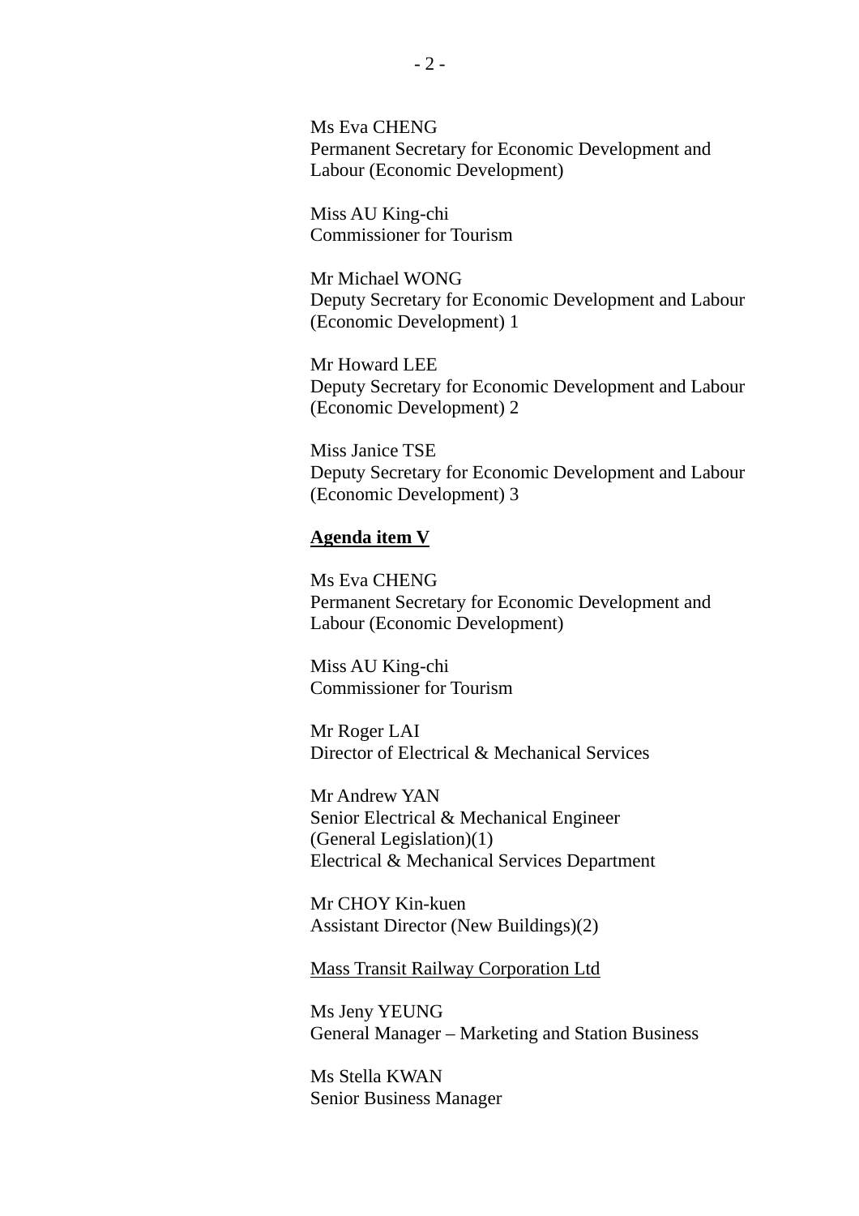Ms Eva CHENG
Permanent Secretary for Economic Development and Labour (Economic Development)

Miss AU King-chi
Commissioner for Tourism

Mr Michael WONG
Deputy Secretary for Economic Development and Labour (Economic Development) 1

Mr Howard LEE
Deputy Secretary for Economic Development and Labour (Economic Development) 2

Miss Janice TSE
Deputy Secretary for Economic Development and Labour (Economic Development) 3

**<u>Agenda item V</u>**

Ms Eva CHENG
Permanent Secretary for Economic Development and Labour (Economic Development)

Miss AU King-chi
Commissioner for Tourism

Mr Roger LAI
Director of Electrical & Mechanical Services

Mr Andrew YAN
Senior Electrical & Mechanical Engineer
(General Legislation)(1)
Electrical & Mechanical Services Department

Mr CHOY Kin-kuen
Assistant Director (New Buildings)(2)

<u>Mass Transit Railway Corporation Ltd</u>

Ms Jeny YEUNG
General Manager – Marketing and Station Business

Ms Stella KWAN
Senior Business Manager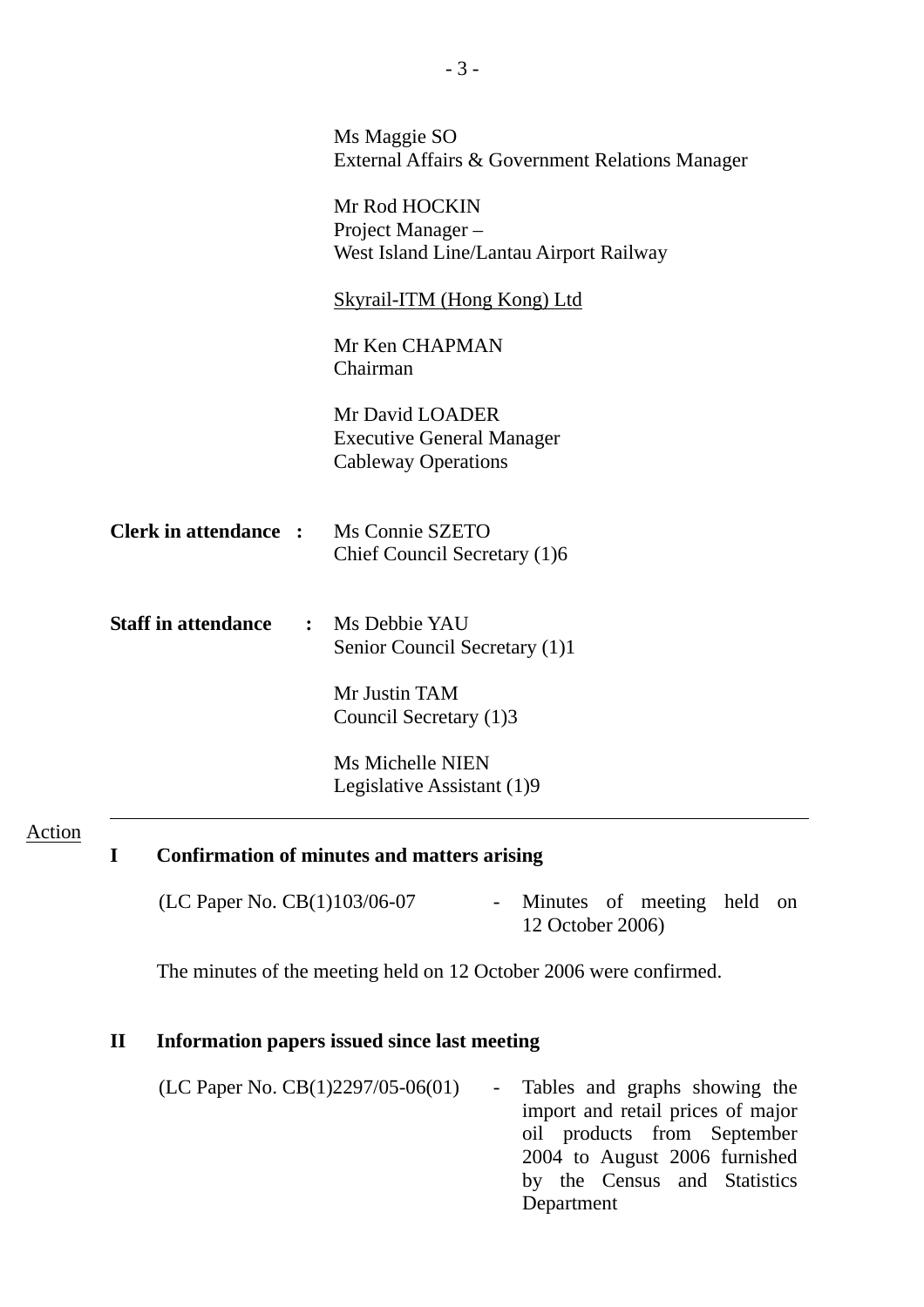Ms Maggie SO
External Affairs & Government Relations Manager

Mr Rod HOCKIN
Project Manager –
West Island Line/Lantau Airport Railway

<u>Skyrail-ITM (Hong Kong) Ltd</u>

Mr Ken CHAPMAN
Chairman

Mr David LOADER
Executive General Manager
Cableway Operations

**Clerk in attendance :** Ms Connie SZETO
Chief Council Secretary (1)6

**Staff in attendance :** Ms Debbie YAU
Senior Council Secretary (1)1

Mr Justin TAM
Council Secretary (1)3

Ms Michelle NIEN
Legislative Assistant (1)9

---

<u>Action</u>

**I Confirmation of minutes and matters arising**

(LC Paper No. CB(1)103/06-07 - Minutes of meeting held on 12 October 2006)

The minutes of the meeting held on 12 October 2006 were confirmed.

**II Information papers issued since last meeting**

(LC Paper No. CB(1)2297/05-06(01) - Tables and graphs showing the import and retail prices of major oil products from September 2004 to August 2006 furnished by the Census and Statistics Department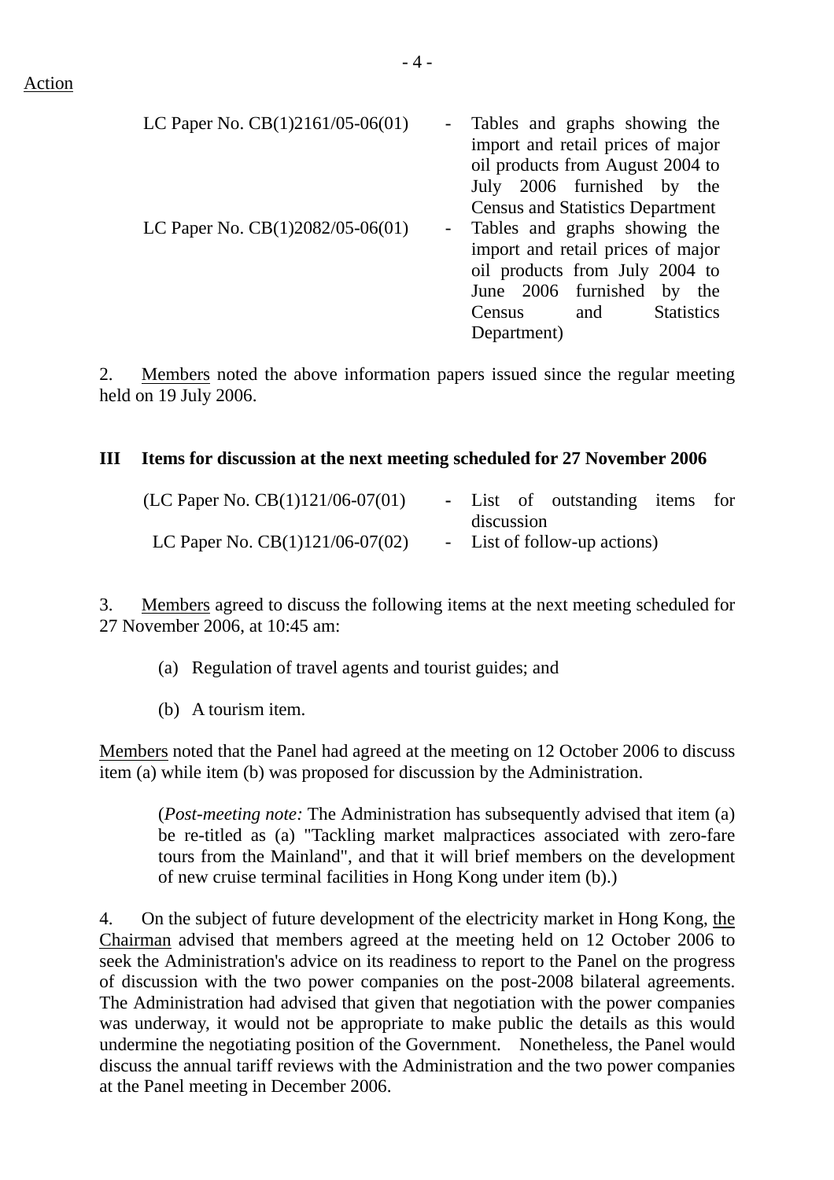Action

| | | |
|---|---|---|
| LC Paper No. CB(1)2161/05-06(01) | - | Tables and graphs showing the import and retail prices of major oil products from August 2004 to July 2006 furnished by the Census and Statistics Department |
| LC Paper No. CB(1)2082/05-06(01) | - | Tables and graphs showing the import and retail prices of major oil products from July 2004 to June 2006 furnished by the Census and Statistics Department) |

2. Members noted the above information papers issued since the regular meeting held on 19 July 2006.

**III Items for discussion at the next meeting scheduled for 27 November 2006**

| | | |
|---|---|---|
| (LC Paper No. CB(1)121/06-07(01) | - | List of outstanding items for discussion |
| LC Paper No. CB(1)121/06-07(02) | - | List of follow-up actions) |

3. Members agreed to discuss the following items at the next meeting scheduled for 27 November 2006, at 10:45 am:

(a) Regulation of travel agents and tourist guides; and

(b) A tourism item.

Members noted that the Panel had agreed at the meeting on 12 October 2006 to discuss item (a) while item (b) was proposed for discussion by the Administration.

(*Post-meeting note:* The Administration has subsequently advised that item (a) be re-titled as (a) "Tackling market malpractices associated with zero-fare tours from the Mainland", and that it will brief members on the development of new cruise terminal facilities in Hong Kong under item (b).)

4. On the subject of future development of the electricity market in Hong Kong, the Chairman advised that members agreed at the meeting held on 12 October 2006 to seek the Administration's advice on its readiness to report to the Panel on the progress of discussion with the two power companies on the post-2008 bilateral agreements. The Administration had advised that given that negotiation with the power companies was underway, it would not be appropriate to make public the details as this would undermine the negotiating position of the Government. Nonetheless, the Panel would discuss the annual tariff reviews with the Administration and the two power companies at the Panel meeting in December 2006.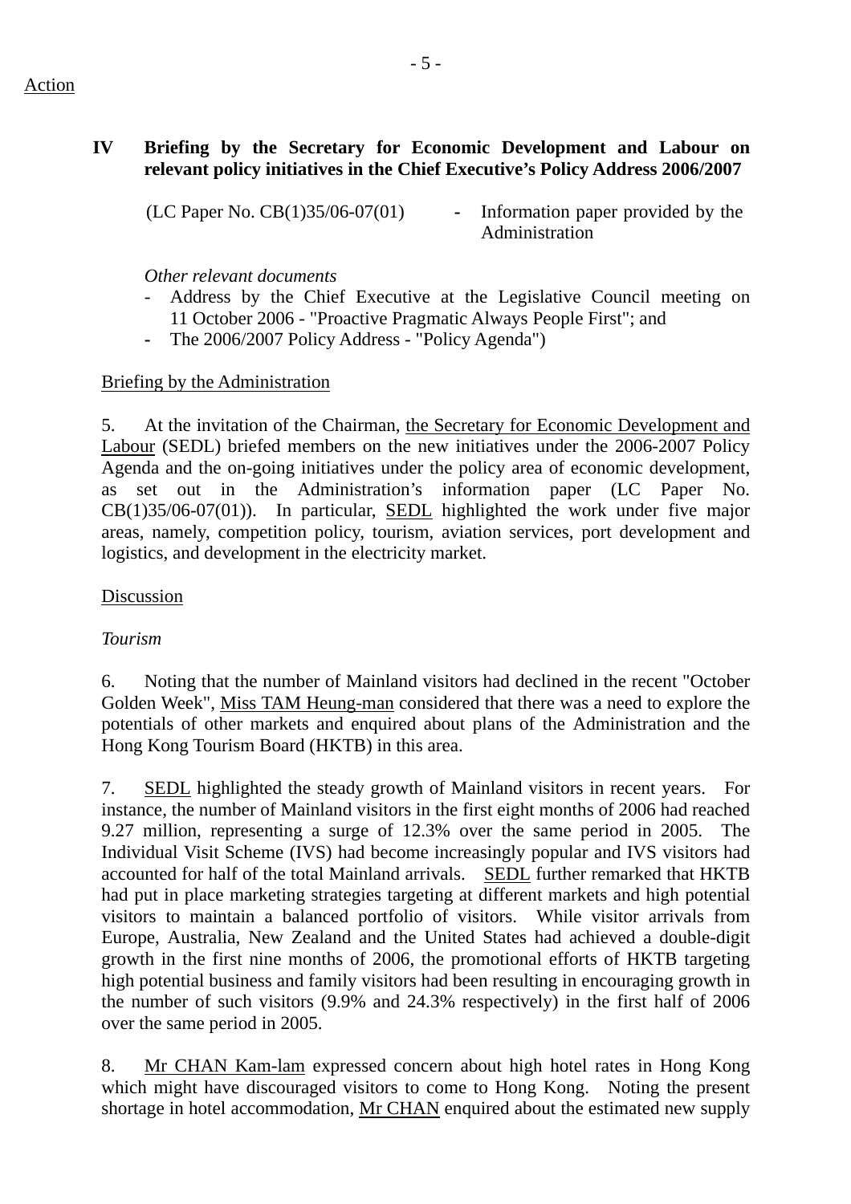Action

## IV Briefing by the Secretary for Economic Development and Labour on relevant policy initiatives in the Chief Executive's Policy Address 2006/2007

(LC Paper No. CB(1)35/06-07(01) - Information paper provided by the Administration

*Other relevant documents*

- Address by the Chief Executive at the Legislative Council meeting on 11 October 2006 - "Proactive Pragmatic Always People First"; and
- The 2006/2007 Policy Address - "Policy Agenda")

Briefing by the Administration

5. At the invitation of the Chairman, the Secretary for Economic Development and Labour (SEDL) briefed members on the new initiatives under the 2006-2007 Policy Agenda and the on-going initiatives under the policy area of economic development, as set out in the Administration's information paper (LC Paper No. CB(1)35/06-07(01)). In particular, SEDL highlighted the work under five major areas, namely, competition policy, tourism, aviation services, port development and logistics, and development in the electricity market.

Discussion

*Tourism*

6. Noting that the number of Mainland visitors had declined in the recent "October Golden Week", Miss TAM Heung-man considered that there was a need to explore the potentials of other markets and enquired about plans of the Administration and the Hong Kong Tourism Board (HKTB) in this area.

7. SEDL highlighted the steady growth of Mainland visitors in recent years. For instance, the number of Mainland visitors in the first eight months of 2006 had reached 9.27 million, representing a surge of 12.3% over the same period in 2005. The Individual Visit Scheme (IVS) had become increasingly popular and IVS visitors had accounted for half of the total Mainland arrivals. SEDL further remarked that HKTB had put in place marketing strategies targeting at different markets and high potential visitors to maintain a balanced portfolio of visitors. While visitor arrivals from Europe, Australia, New Zealand and the United States had achieved a double-digit growth in the first nine months of 2006, the promotional efforts of HKTB targeting high potential business and family visitors had been resulting in encouraging growth in the number of such visitors (9.9% and 24.3% respectively) in the first half of 2006 over the same period in 2005.

8. Mr CHAN Kam-lam expressed concern about high hotel rates in Hong Kong which might have discouraged visitors to come to Hong Kong. Noting the present shortage in hotel accommodation, Mr CHAN enquired about the estimated new supply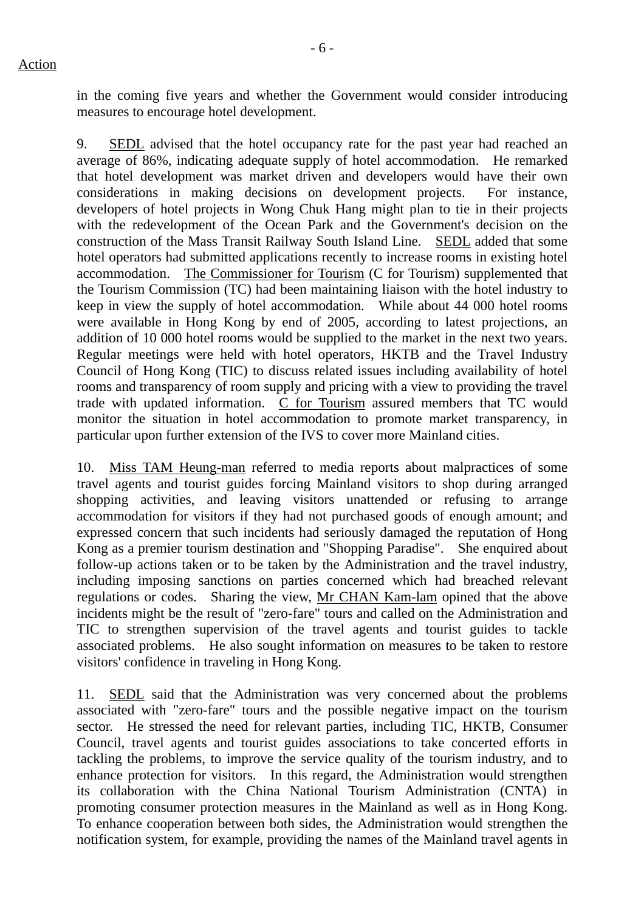in the coming five years and whether the Government would consider introducing measures to encourage hotel development.

9. SEDL advised that the hotel occupancy rate for the past year had reached an average of 86%, indicating adequate supply of hotel accommodation. He remarked that hotel development was market driven and developers would have their own considerations in making decisions on development projects. For instance, developers of hotel projects in Wong Chuk Hang might plan to tie in their projects with the redevelopment of the Ocean Park and the Government's decision on the construction of the Mass Transit Railway South Island Line. SEDL added that some hotel operators had submitted applications recently to increase rooms in existing hotel accommodation. The Commissioner for Tourism (C for Tourism) supplemented that the Tourism Commission (TC) had been maintaining liaison with the hotel industry to keep in view the supply of hotel accommodation. While about 44 000 hotel rooms were available in Hong Kong by end of 2005, according to latest projections, an addition of 10 000 hotel rooms would be supplied to the market in the next two years. Regular meetings were held with hotel operators, HKTB and the Travel Industry Council of Hong Kong (TIC) to discuss related issues including availability of hotel rooms and transparency of room supply and pricing with a view to providing the travel trade with updated information. C for Tourism assured members that TC would monitor the situation in hotel accommodation to promote market transparency, in particular upon further extension of the IVS to cover more Mainland cities.

10. Miss TAM Heung-man referred to media reports about malpractices of some travel agents and tourist guides forcing Mainland visitors to shop during arranged shopping activities, and leaving visitors unattended or refusing to arrange accommodation for visitors if they had not purchased goods of enough amount; and expressed concern that such incidents had seriously damaged the reputation of Hong Kong as a premier tourism destination and "Shopping Paradise". She enquired about follow-up actions taken or to be taken by the Administration and the travel industry, including imposing sanctions on parties concerned which had breached relevant regulations or codes. Sharing the view, Mr CHAN Kam-lam opined that the above incidents might be the result of "zero-fare" tours and called on the Administration and TIC to strengthen supervision of the travel agents and tourist guides to tackle associated problems. He also sought information on measures to be taken to restore visitors' confidence in traveling in Hong Kong.

11. SEDL said that the Administration was very concerned about the problems associated with "zero-fare" tours and the possible negative impact on the tourism sector. He stressed the need for relevant parties, including TIC, HKTB, Consumer Council, travel agents and tourist guides associations to take concerted efforts in tackling the problems, to improve the service quality of the tourism industry, and to enhance protection for visitors. In this regard, the Administration would strengthen its collaboration with the China National Tourism Administration (CNTA) in promoting consumer protection measures in the Mainland as well as in Hong Kong. To enhance cooperation between both sides, the Administration would strengthen the notification system, for example, providing the names of the Mainland travel agents in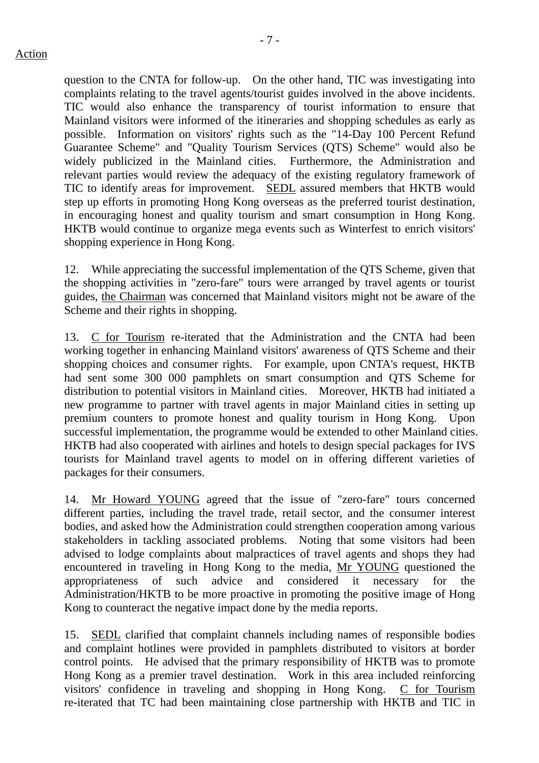question to the CNTA for follow-up. On the other hand, TIC was investigating into complaints relating to the travel agents/tourist guides involved in the above incidents. TIC would also enhance the transparency of tourist information to ensure that Mainland visitors were informed of the itineraries and shopping schedules as early as possible. Information on visitors' rights such as the "14-Day 100 Percent Refund Guarantee Scheme" and "Quality Tourism Services (QTS) Scheme" would also be widely publicized in the Mainland cities. Furthermore, the Administration and relevant parties would review the adequacy of the existing regulatory framework of TIC to identify areas for improvement. SEDL assured members that HKTB would step up efforts in promoting Hong Kong overseas as the preferred tourist destination, in encouraging honest and quality tourism and smart consumption in Hong Kong. HKTB would continue to organize mega events such as Winterfest to enrich visitors' shopping experience in Hong Kong.

12. While appreciating the successful implementation of the QTS Scheme, given that the shopping activities in "zero-fare" tours were arranged by travel agents or tourist guides, the Chairman was concerned that Mainland visitors might not be aware of the Scheme and their rights in shopping.

13. C for Tourism re-iterated that the Administration and the CNTA had been working together in enhancing Mainland visitors' awareness of QTS Scheme and their shopping choices and consumer rights. For example, upon CNTA's request, HKTB had sent some 300 000 pamphlets on smart consumption and QTS Scheme for distribution to potential visitors in Mainland cities. Moreover, HKTB had initiated a new programme to partner with travel agents in major Mainland cities in setting up premium counters to promote honest and quality tourism in Hong Kong. Upon successful implementation, the programme would be extended to other Mainland cities. HKTB had also cooperated with airlines and hotels to design special packages for IVS tourists for Mainland travel agents to model on in offering different varieties of packages for their consumers.

14. Mr Howard YOUNG agreed that the issue of "zero-fare" tours concerned different parties, including the travel trade, retail sector, and the consumer interest bodies, and asked how the Administration could strengthen cooperation among various stakeholders in tackling associated problems. Noting that some visitors had been advised to lodge complaints about malpractices of travel agents and shops they had encountered in traveling in Hong Kong to the media, Mr YOUNG questioned the appropriateness of such advice and considered it necessary for the Administration/HKTB to be more proactive in promoting the positive image of Hong Kong to counteract the negative impact done by the media reports.

15. SEDL clarified that complaint channels including names of responsible bodies and complaint hotlines were provided in pamphlets distributed to visitors at border control points. He advised that the primary responsibility of HKTB was to promote Hong Kong as a premier travel destination. Work in this area included reinforcing visitors' confidence in traveling and shopping in Hong Kong. C for Tourism re-iterated that TC had been maintaining close partnership with HKTB and TIC in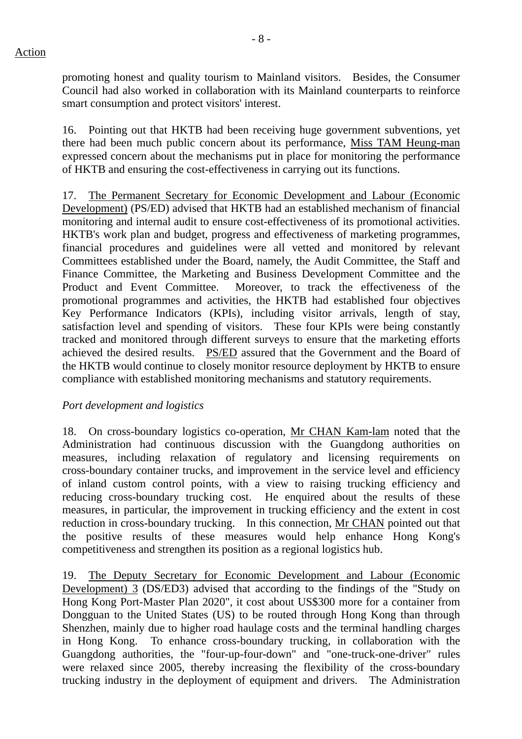promoting honest and quality tourism to Mainland visitors. Besides, the Consumer Council had also worked in collaboration with its Mainland counterparts to reinforce smart consumption and protect visitors' interest.

16. Pointing out that HKTB had been receiving huge government subventions, yet there had been much public concern about its performance, Miss TAM Heung-man expressed concern about the mechanisms put in place for monitoring the performance of HKTB and ensuring the cost-effectiveness in carrying out its functions.

17. The Permanent Secretary for Economic Development and Labour (Economic Development) (PS/ED) advised that HKTB had an established mechanism of financial monitoring and internal audit to ensure cost-effectiveness of its promotional activities. HKTB's work plan and budget, progress and effectiveness of marketing programmes, financial procedures and guidelines were all vetted and monitored by relevant Committees established under the Board, namely, the Audit Committee, the Staff and Finance Committee, the Marketing and Business Development Committee and the Product and Event Committee. Moreover, to track the effectiveness of the promotional programmes and activities, the HKTB had established four objectives Key Performance Indicators (KPIs), including visitor arrivals, length of stay, satisfaction level and spending of visitors. These four KPIs were being constantly tracked and monitored through different surveys to ensure that the marketing efforts achieved the desired results. PS/ED assured that the Government and the Board of the HKTB would continue to closely monitor resource deployment by HKTB to ensure compliance with established monitoring mechanisms and statutory requirements.

*Port development and logistics*

18. On cross-boundary logistics co-operation, Mr CHAN Kam-lam noted that the Administration had continuous discussion with the Guangdong authorities on measures, including relaxation of regulatory and licensing requirements on cross-boundary container trucks, and improvement in the service level and efficiency of inland custom control points, with a view to raising trucking efficiency and reducing cross-boundary trucking cost. He enquired about the results of these measures, in particular, the improvement in trucking efficiency and the extent in cost reduction in cross-boundary trucking. In this connection, Mr CHAN pointed out that the positive results of these measures would help enhance Hong Kong's competitiveness and strengthen its position as a regional logistics hub.

19. The Deputy Secretary for Economic Development and Labour (Economic Development) 3 (DS/ED3) advised that according to the findings of the "Study on Hong Kong Port-Master Plan 2020", it cost about US$300 more for a container from Dongguan to the United States (US) to be routed through Hong Kong than through Shenzhen, mainly due to higher road haulage costs and the terminal handling charges in Hong Kong. To enhance cross-boundary trucking, in collaboration with the Guangdong authorities, the "four-up-four-down" and "one-truck-one-driver" rules were relaxed since 2005, thereby increasing the flexibility of the cross-boundary trucking industry in the deployment of equipment and drivers. The Administration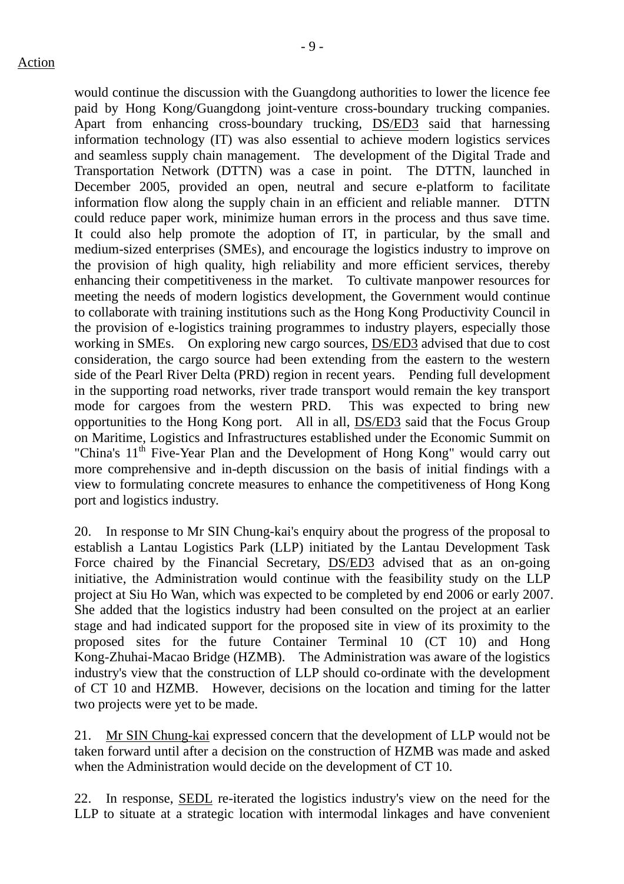Action

would continue the discussion with the Guangdong authorities to lower the licence fee paid by Hong Kong/Guangdong joint-venture cross-boundary trucking companies. Apart from enhancing cross-boundary trucking, DS/ED3 said that harnessing information technology (IT) was also essential to achieve modern logistics services and seamless supply chain management. The development of the Digital Trade and Transportation Network (DTTN) was a case in point. The DTTN, launched in December 2005, provided an open, neutral and secure e-platform to facilitate information flow along the supply chain in an efficient and reliable manner. DTTN could reduce paper work, minimize human errors in the process and thus save time. It could also help promote the adoption of IT, in particular, by the small and medium-sized enterprises (SMEs), and encourage the logistics industry to improve on the provision of high quality, high reliability and more efficient services, thereby enhancing their competitiveness in the market. To cultivate manpower resources for meeting the needs of modern logistics development, the Government would continue to collaborate with training institutions such as the Hong Kong Productivity Council in the provision of e-logistics training programmes to industry players, especially those working in SMEs. On exploring new cargo sources, DS/ED3 advised that due to cost consideration, the cargo source had been extending from the eastern to the western side of the Pearl River Delta (PRD) region in recent years. Pending full development in the supporting road networks, river trade transport would remain the key transport mode for cargoes from the western PRD. This was expected to bring new opportunities to the Hong Kong port. All in all, DS/ED3 said that the Focus Group on Maritime, Logistics and Infrastructures established under the Economic Summit on "China's 11th Five-Year Plan and the Development of Hong Kong" would carry out more comprehensive and in-depth discussion on the basis of initial findings with a view to formulating concrete measures to enhance the competitiveness of Hong Kong port and logistics industry.

20. In response to Mr SIN Chung-kai's enquiry about the progress of the proposal to establish a Lantau Logistics Park (LLP) initiated by the Lantau Development Task Force chaired by the Financial Secretary, DS/ED3 advised that as an on-going initiative, the Administration would continue with the feasibility study on the LLP project at Siu Ho Wan, which was expected to be completed by end 2006 or early 2007. She added that the logistics industry had been consulted on the project at an earlier stage and had indicated support for the proposed site in view of its proximity to the proposed sites for the future Container Terminal 10 (CT 10) and Hong Kong-Zhuhai-Macao Bridge (HZMB). The Administration was aware of the logistics industry's view that the construction of LLP should co-ordinate with the development of CT 10 and HZMB. However, decisions on the location and timing for the latter two projects were yet to be made.

21. Mr SIN Chung-kai expressed concern that the development of LLP would not be taken forward until after a decision on the construction of HZMB was made and asked when the Administration would decide on the development of CT 10.

22. In response, SEDL re-iterated the logistics industry's view on the need for the LLP to situate at a strategic location with intermodal linkages and have convenient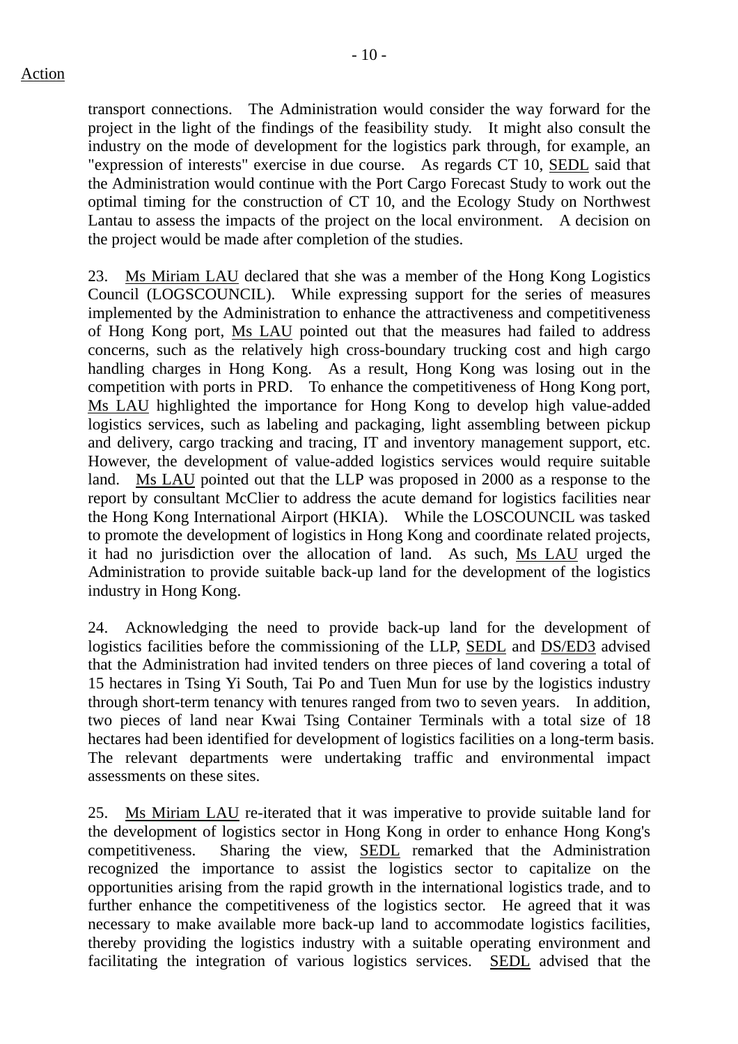transport connections. The Administration would consider the way forward for the project in the light of the findings of the feasibility study. It might also consult the industry on the mode of development for the logistics park through, for example, an "expression of interests" exercise in due course. As regards CT 10, SEDL said that the Administration would continue with the Port Cargo Forecast Study to work out the optimal timing for the construction of CT 10, and the Ecology Study on Northwest Lantau to assess the impacts of the project on the local environment. A decision on the project would be made after completion of the studies.

23. Ms Miriam LAU declared that she was a member of the Hong Kong Logistics Council (LOGSCOUNCIL). While expressing support for the series of measures implemented by the Administration to enhance the attractiveness and competitiveness of Hong Kong port, Ms LAU pointed out that the measures had failed to address concerns, such as the relatively high cross-boundary trucking cost and high cargo handling charges in Hong Kong. As a result, Hong Kong was losing out in the competition with ports in PRD. To enhance the competitiveness of Hong Kong port, Ms LAU highlighted the importance for Hong Kong to develop high value-added logistics services, such as labeling and packaging, light assembling between pickup and delivery, cargo tracking and tracing, IT and inventory management support, etc. However, the development of value-added logistics services would require suitable land. Ms LAU pointed out that the LLP was proposed in 2000 as a response to the report by consultant McClier to address the acute demand for logistics facilities near the Hong Kong International Airport (HKIA). While the LOSCOUNCIL was tasked to promote the development of logistics in Hong Kong and coordinate related projects, it had no jurisdiction over the allocation of land. As such, Ms LAU urged the Administration to provide suitable back-up land for the development of the logistics industry in Hong Kong.

24. Acknowledging the need to provide back-up land for the development of logistics facilities before the commissioning of the LLP, SEDL and DS/ED3 advised that the Administration had invited tenders on three pieces of land covering a total of 15 hectares in Tsing Yi South, Tai Po and Tuen Mun for use by the logistics industry through short-term tenancy with tenures ranged from two to seven years. In addition, two pieces of land near Kwai Tsing Container Terminals with a total size of 18 hectares had been identified for development of logistics facilities on a long-term basis. The relevant departments were undertaking traffic and environmental impact assessments on these sites.

25. Ms Miriam LAU re-iterated that it was imperative to provide suitable land for the development of logistics sector in Hong Kong in order to enhance Hong Kong's competitiveness. Sharing the view, SEDL remarked that the Administration recognized the importance to assist the logistics sector to capitalize on the opportunities arising from the rapid growth in the international logistics trade, and to further enhance the competitiveness of the logistics sector. He agreed that it was necessary to make available more back-up land to accommodate logistics facilities, thereby providing the logistics industry with a suitable operating environment and facilitating the integration of various logistics services. SEDL advised that the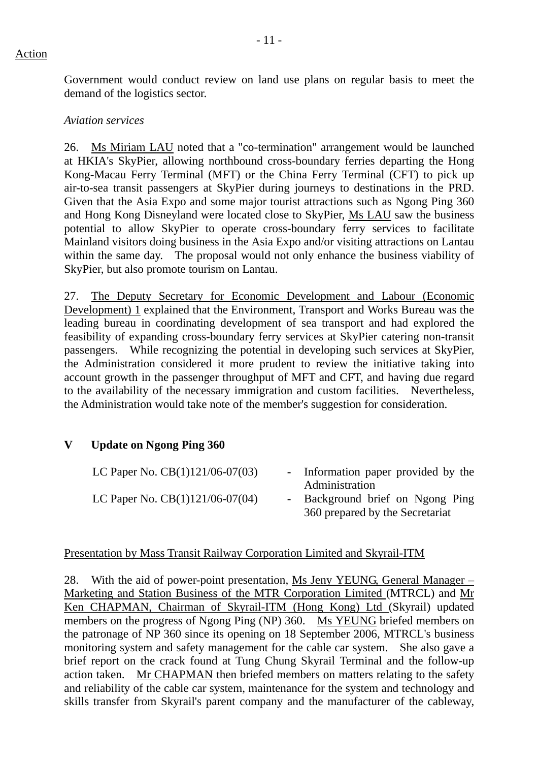Action

Government would conduct review on land use plans on regular basis to meet the demand of the logistics sector.

*Aviation services*

26. Ms Miriam LAU noted that a "co-termination" arrangement would be launched at HKIA's SkyPier, allowing northbound cross-boundary ferries departing the Hong Kong-Macau Ferry Terminal (MFT) or the China Ferry Terminal (CFT) to pick up air-to-sea transit passengers at SkyPier during journeys to destinations in the PRD. Given that the Asia Expo and some major tourist attractions such as Ngong Ping 360 and Hong Kong Disneyland were located close to SkyPier, Ms LAU saw the business potential to allow SkyPier to operate cross-boundary ferry services to facilitate Mainland visitors doing business in the Asia Expo and/or visiting attractions on Lantau within the same day. The proposal would not only enhance the business viability of SkyPier, but also promote tourism on Lantau.

27. The Deputy Secretary for Economic Development and Labour (Economic Development) 1 explained that the Environment, Transport and Works Bureau was the leading bureau in coordinating development of sea transport and had explored the feasibility of expanding cross-boundary ferry services at SkyPier catering non-transit passengers. While recognizing the potential in developing such services at SkyPier, the Administration considered it more prudent to review the initiative taking into account growth in the passenger throughput of MFT and CFT, and having due regard to the availability of the necessary immigration and custom facilities. Nevertheless, the Administration would take note of the member's suggestion for consideration.

## V Update on Ngong Ping 360

| | | |
|---|---|---|
| LC Paper No. CB(1)121/06-07(03) | - | Information paper provided by the Administration |
| LC Paper No. CB(1)121/06-07(04) | - | Background brief on Ngong Ping 360 prepared by the Secretariat |

Presentation by Mass Transit Railway Corporation Limited and Skyrail-ITM

28. With the aid of power-point presentation, Ms Jeny YEUNG, General Manager – Marketing and Station Business of the MTR Corporation Limited (MTRCL) and Mr Ken CHAPMAN, Chairman of Skyrail-ITM (Hong Kong) Ltd (Skyrail) updated members on the progress of Ngong Ping (NP) 360. Ms YEUNG briefed members on the patronage of NP 360 since its opening on 18 September 2006, MTRCL's business monitoring system and safety management for the cable car system. She also gave a brief report on the crack found at Tung Chung Skyrail Terminal and the follow-up action taken. Mr CHAPMAN then briefed members on matters relating to the safety and reliability of the cable car system, maintenance for the system and technology and skills transfer from Skyrail's parent company and the manufacturer of the cableway,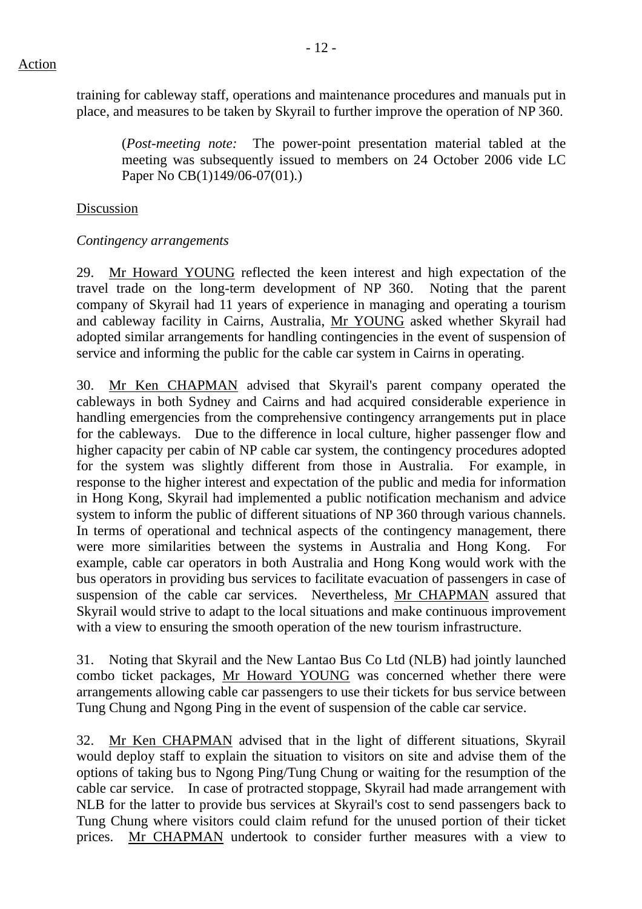training for cableway staff, operations and maintenance procedures and manuals put in place, and measures to be taken by Skyrail to further improve the operation of NP 360.

(*Post-meeting note:* The power-point presentation material tabled at the meeting was subsequently issued to members on 24 October 2006 vide LC Paper No CB(1)149/06-07(01).)

Discussion

*Contingency arrangements*

29. Mr Howard YOUNG reflected the keen interest and high expectation of the travel trade on the long-term development of NP 360. Noting that the parent company of Skyrail had 11 years of experience in managing and operating a tourism and cableway facility in Cairns, Australia, Mr YOUNG asked whether Skyrail had adopted similar arrangements for handling contingencies in the event of suspension of service and informing the public for the cable car system in Cairns in operating.

30. Mr Ken CHAPMAN advised that Skyrail's parent company operated the cableways in both Sydney and Cairns and had acquired considerable experience in handling emergencies from the comprehensive contingency arrangements put in place for the cableways. Due to the difference in local culture, higher passenger flow and higher capacity per cabin of NP cable car system, the contingency procedures adopted for the system was slightly different from those in Australia. For example, in response to the higher interest and expectation of the public and media for information in Hong Kong, Skyrail had implemented a public notification mechanism and advice system to inform the public of different situations of NP 360 through various channels. In terms of operational and technical aspects of the contingency management, there were more similarities between the systems in Australia and Hong Kong. For example, cable car operators in both Australia and Hong Kong would work with the bus operators in providing bus services to facilitate evacuation of passengers in case of suspension of the cable car services. Nevertheless, Mr CHAPMAN assured that Skyrail would strive to adapt to the local situations and make continuous improvement with a view to ensuring the smooth operation of the new tourism infrastructure.

31. Noting that Skyrail and the New Lantao Bus Co Ltd (NLB) had jointly launched combo ticket packages, Mr Howard YOUNG was concerned whether there were arrangements allowing cable car passengers to use their tickets for bus service between Tung Chung and Ngong Ping in the event of suspension of the cable car service.

32. Mr Ken CHAPMAN advised that in the light of different situations, Skyrail would deploy staff to explain the situation to visitors on site and advise them of the options of taking bus to Ngong Ping/Tung Chung or waiting for the resumption of the cable car service. In case of protracted stoppage, Skyrail had made arrangement with NLB for the latter to provide bus services at Skyrail's cost to send passengers back to Tung Chung where visitors could claim refund for the unused portion of their ticket prices. Mr CHAPMAN undertook to consider further measures with a view to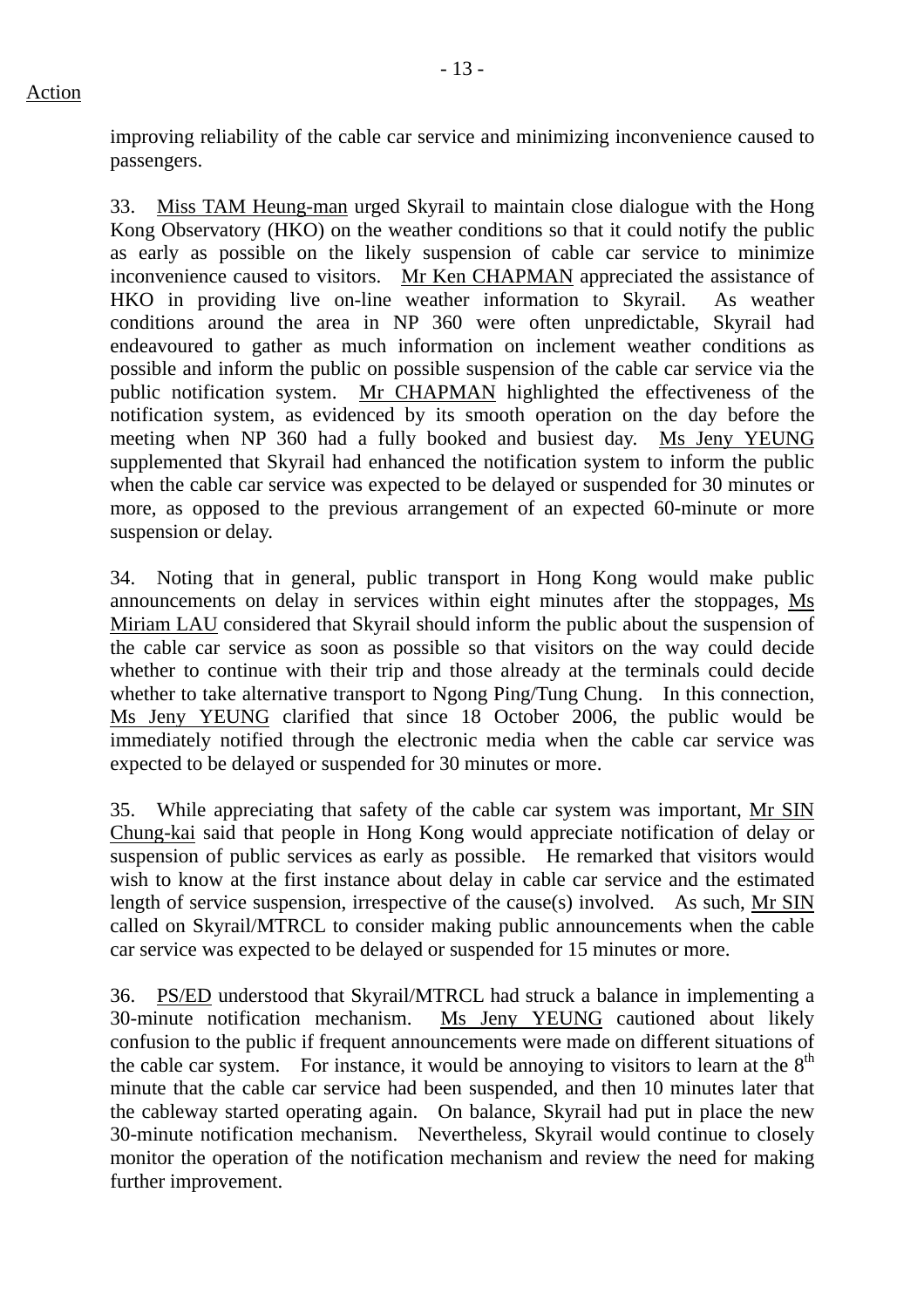improving reliability of the cable car service and minimizing inconvenience caused to passengers.

33. Miss TAM Heung-man urged Skyrail to maintain close dialogue with the Hong Kong Observatory (HKO) on the weather conditions so that it could notify the public as early as possible on the likely suspension of cable car service to minimize inconvenience caused to visitors. Mr Ken CHAPMAN appreciated the assistance of HKO in providing live on-line weather information to Skyrail. As weather conditions around the area in NP 360 were often unpredictable, Skyrail had endeavoured to gather as much information on inclement weather conditions as possible and inform the public on possible suspension of the cable car service via the public notification system. Mr CHAPMAN highlighted the effectiveness of the notification system, as evidenced by its smooth operation on the day before the meeting when NP 360 had a fully booked and busiest day. Ms Jeny YEUNG supplemented that Skyrail had enhanced the notification system to inform the public when the cable car service was expected to be delayed or suspended for 30 minutes or more, as opposed to the previous arrangement of an expected 60-minute or more suspension or delay.

34. Noting that in general, public transport in Hong Kong would make public announcements on delay in services within eight minutes after the stoppages, Ms Miriam LAU considered that Skyrail should inform the public about the suspension of the cable car service as soon as possible so that visitors on the way could decide whether to continue with their trip and those already at the terminals could decide whether to take alternative transport to Ngong Ping/Tung Chung. In this connection, Ms Jeny YEUNG clarified that since 18 October 2006, the public would be immediately notified through the electronic media when the cable car service was expected to be delayed or suspended for 30 minutes or more.

35. While appreciating that safety of the cable car system was important, Mr SIN Chung-kai said that people in Hong Kong would appreciate notification of delay or suspension of public services as early as possible. He remarked that visitors would wish to know at the first instance about delay in cable car service and the estimated length of service suspension, irrespective of the cause(s) involved. As such, Mr SIN called on Skyrail/MTRCL to consider making public announcements when the cable car service was expected to be delayed or suspended for 15 minutes or more.

36. PS/ED understood that Skyrail/MTRCL had struck a balance in implementing a 30-minute notification mechanism. Ms Jeny YEUNG cautioned about likely confusion to the public if frequent announcements were made on different situations of the cable car system. For instance, it would be annoying to visitors to learn at the 8th minute that the cable car service had been suspended, and then 10 minutes later that the cableway started operating again. On balance, Skyrail had put in place the new 30-minute notification mechanism. Nevertheless, Skyrail would continue to closely monitor the operation of the notification mechanism and review the need for making further improvement.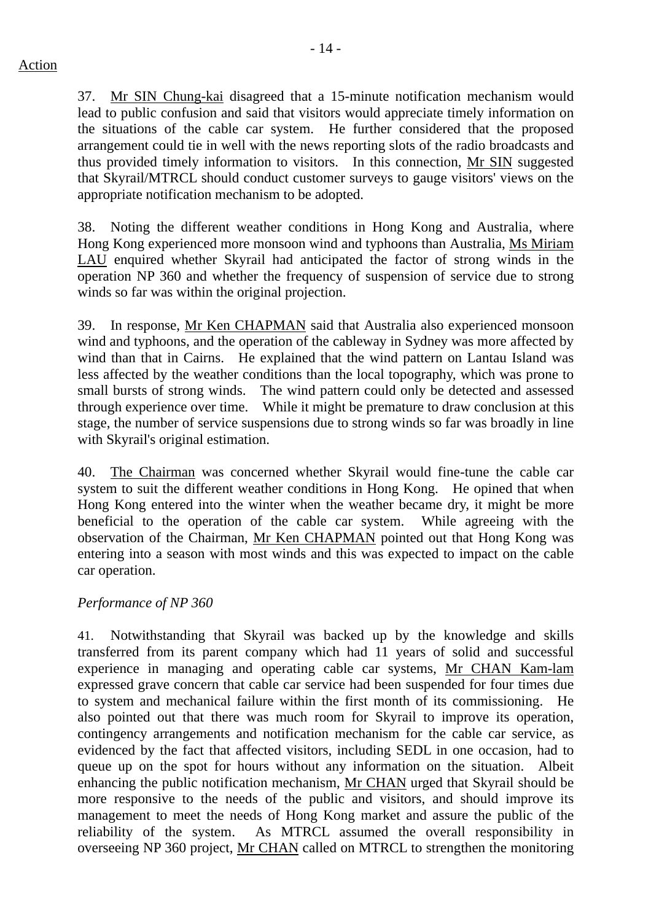Action

37. Mr SIN Chung-kai disagreed that a 15-minute notification mechanism would lead to public confusion and said that visitors would appreciate timely information on the situations of the cable car system. He further considered that the proposed arrangement could tie in well with the news reporting slots of the radio broadcasts and thus provided timely information to visitors. In this connection, Mr SIN suggested that Skyrail/MTRCL should conduct customer surveys to gauge visitors' views on the appropriate notification mechanism to be adopted.

38. Noting the different weather conditions in Hong Kong and Australia, where Hong Kong experienced more monsoon wind and typhoons than Australia, Ms Miriam LAU enquired whether Skyrail had anticipated the factor of strong winds in the operation NP 360 and whether the frequency of suspension of service due to strong winds so far was within the original projection.

39. In response, Mr Ken CHAPMAN said that Australia also experienced monsoon wind and typhoons, and the operation of the cableway in Sydney was more affected by wind than that in Cairns. He explained that the wind pattern on Lantau Island was less affected by the weather conditions than the local topography, which was prone to small bursts of strong winds. The wind pattern could only be detected and assessed through experience over time. While it might be premature to draw conclusion at this stage, the number of service suspensions due to strong winds so far was broadly in line with Skyrail's original estimation.

40. The Chairman was concerned whether Skyrail would fine-tune the cable car system to suit the different weather conditions in Hong Kong. He opined that when Hong Kong entered into the winter when the weather became dry, it might be more beneficial to the operation of the cable car system. While agreeing with the observation of the Chairman, Mr Ken CHAPMAN pointed out that Hong Kong was entering into a season with most winds and this was expected to impact on the cable car operation.

*Performance of NP 360*

41. Notwithstanding that Skyrail was backed up by the knowledge and skills transferred from its parent company which had 11 years of solid and successful experience in managing and operating cable car systems, Mr CHAN Kam-lam expressed grave concern that cable car service had been suspended for four times due to system and mechanical failure within the first month of its commissioning. He also pointed out that there was much room for Skyrail to improve its operation, contingency arrangements and notification mechanism for the cable car service, as evidenced by the fact that affected visitors, including SEDL in one occasion, had to queue up on the spot for hours without any information on the situation. Albeit enhancing the public notification mechanism, Mr CHAN urged that Skyrail should be more responsive to the needs of the public and visitors, and should improve its management to meet the needs of Hong Kong market and assure the public of the reliability of the system. As MTRCL assumed the overall responsibility in overseeing NP 360 project, Mr CHAN called on MTRCL to strengthen the monitoring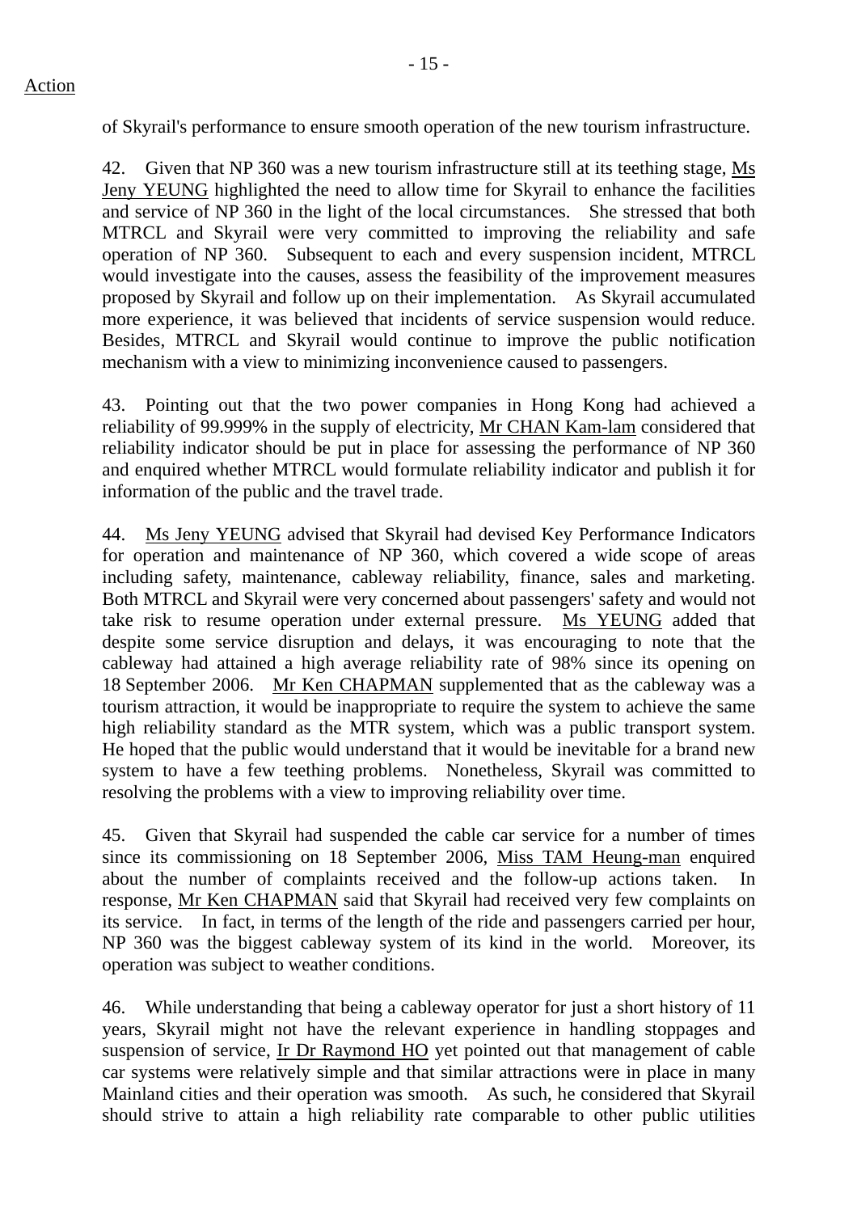of Skyrail's performance to ensure smooth operation of the new tourism infrastructure.

42. Given that NP 360 was a new tourism infrastructure still at its teething stage, Ms Jeny YEUNG highlighted the need to allow time for Skyrail to enhance the facilities and service of NP 360 in the light of the local circumstances. She stressed that both MTRCL and Skyrail were very committed to improving the reliability and safe operation of NP 360. Subsequent to each and every suspension incident, MTRCL would investigate into the causes, assess the feasibility of the improvement measures proposed by Skyrail and follow up on their implementation. As Skyrail accumulated more experience, it was believed that incidents of service suspension would reduce. Besides, MTRCL and Skyrail would continue to improve the public notification mechanism with a view to minimizing inconvenience caused to passengers.

43. Pointing out that the two power companies in Hong Kong had achieved a reliability of 99.999% in the supply of electricity, Mr CHAN Kam-lam considered that reliability indicator should be put in place for assessing the performance of NP 360 and enquired whether MTRCL would formulate reliability indicator and publish it for information of the public and the travel trade.

44. Ms Jeny YEUNG advised that Skyrail had devised Key Performance Indicators for operation and maintenance of NP 360, which covered a wide scope of areas including safety, maintenance, cableway reliability, finance, sales and marketing. Both MTRCL and Skyrail were very concerned about passengers' safety and would not take risk to resume operation under external pressure. Ms YEUNG added that despite some service disruption and delays, it was encouraging to note that the cableway had attained a high average reliability rate of 98% since its opening on 18 September 2006. Mr Ken CHAPMAN supplemented that as the cableway was a tourism attraction, it would be inappropriate to require the system to achieve the same high reliability standard as the MTR system, which was a public transport system. He hoped that the public would understand that it would be inevitable for a brand new system to have a few teething problems. Nonetheless, Skyrail was committed to resolving the problems with a view to improving reliability over time.

45. Given that Skyrail had suspended the cable car service for a number of times since its commissioning on 18 September 2006, Miss TAM Heung-man enquired about the number of complaints received and the follow-up actions taken. In response, Mr Ken CHAPMAN said that Skyrail had received very few complaints on its service. In fact, in terms of the length of the ride and passengers carried per hour, NP 360 was the biggest cableway system of its kind in the world. Moreover, its operation was subject to weather conditions.

46. While understanding that being a cableway operator for just a short history of 11 years, Skyrail might not have the relevant experience in handling stoppages and suspension of service, Ir Dr Raymond HO yet pointed out that management of cable car systems were relatively simple and that similar attractions were in place in many Mainland cities and their operation was smooth. As such, he considered that Skyrail should strive to attain a high reliability rate comparable to other public utilities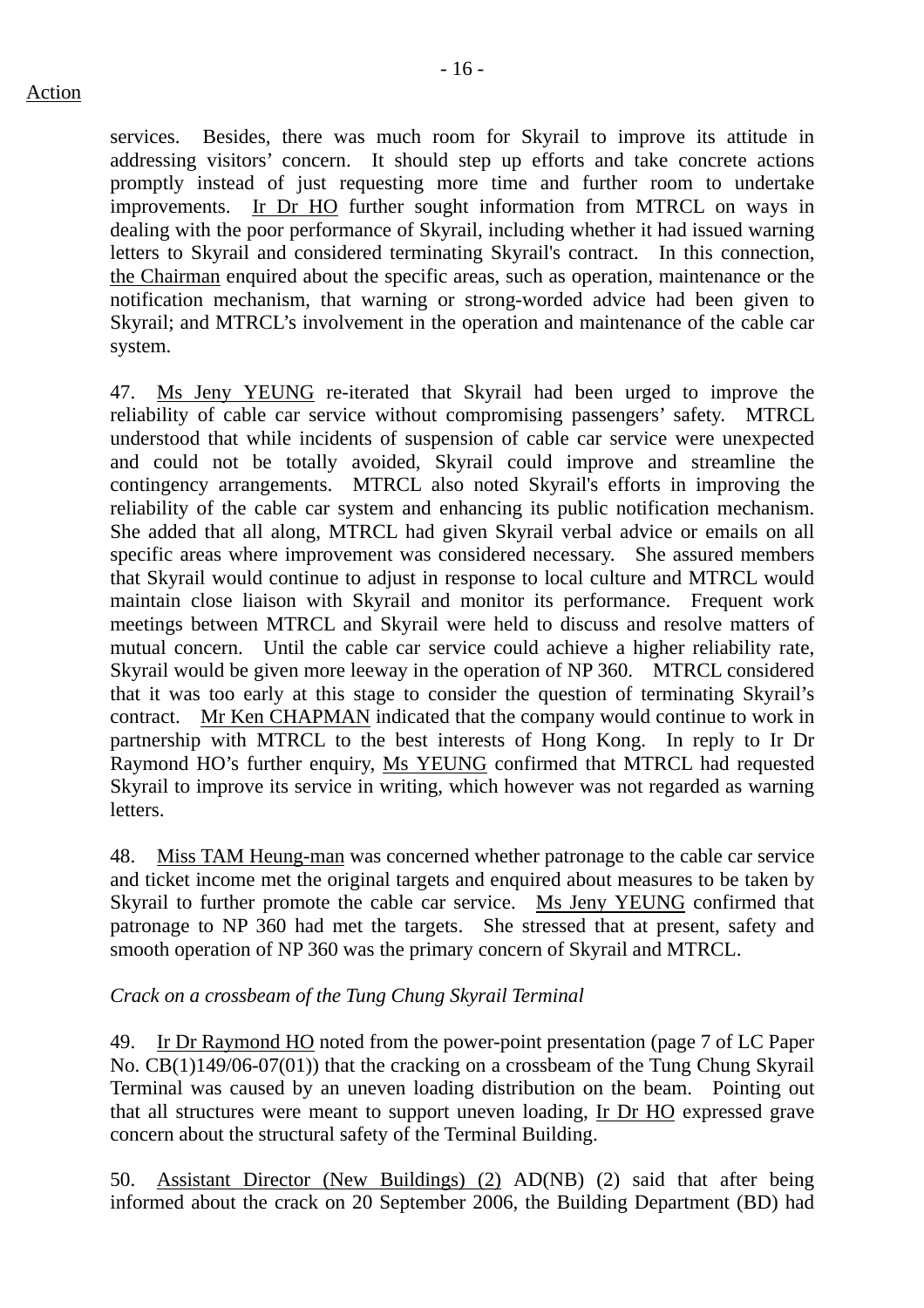Action

services. Besides, there was much room for Skyrail to improve its attitude in addressing visitors' concern. It should step up efforts and take concrete actions promptly instead of just requesting more time and further room to undertake improvements. Ir Dr HO further sought information from MTRCL on ways in dealing with the poor performance of Skyrail, including whether it had issued warning letters to Skyrail and considered terminating Skyrail's contract. In this connection, the Chairman enquired about the specific areas, such as operation, maintenance or the notification mechanism, that warning or strong-worded advice had been given to Skyrail; and MTRCL's involvement in the operation and maintenance of the cable car system.

47. Ms Jeny YEUNG re-iterated that Skyrail had been urged to improve the reliability of cable car service without compromising passengers' safety. MTRCL understood that while incidents of suspension of cable car service were unexpected and could not be totally avoided, Skyrail could improve and streamline the contingency arrangements. MTRCL also noted Skyrail's efforts in improving the reliability of the cable car system and enhancing its public notification mechanism. She added that all along, MTRCL had given Skyrail verbal advice or emails on all specific areas where improvement was considered necessary. She assured members that Skyrail would continue to adjust in response to local culture and MTRCL would maintain close liaison with Skyrail and monitor its performance. Frequent work meetings between MTRCL and Skyrail were held to discuss and resolve matters of mutual concern. Until the cable car service could achieve a higher reliability rate, Skyrail would be given more leeway in the operation of NP 360. MTRCL considered that it was too early at this stage to consider the question of terminating Skyrail's contract. Mr Ken CHAPMAN indicated that the company would continue to work in partnership with MTRCL to the best interests of Hong Kong. In reply to Ir Dr Raymond HO's further enquiry, Ms YEUNG confirmed that MTRCL had requested Skyrail to improve its service in writing, which however was not regarded as warning letters.

48. Miss TAM Heung-man was concerned whether patronage to the cable car service and ticket income met the original targets and enquired about measures to be taken by Skyrail to further promote the cable car service. Ms Jeny YEUNG confirmed that patronage to NP 360 had met the targets. She stressed that at present, safety and smooth operation of NP 360 was the primary concern of Skyrail and MTRCL.

*Crack on a crossbeam of the Tung Chung Skyrail Terminal*

49. Ir Dr Raymond HO noted from the power-point presentation (page 7 of LC Paper No. CB(1)149/06-07(01)) that the cracking on a crossbeam of the Tung Chung Skyrail Terminal was caused by an uneven loading distribution on the beam. Pointing out that all structures were meant to support uneven loading, Ir Dr HO expressed grave concern about the structural safety of the Terminal Building.

50. Assistant Director (New Buildings) (2) AD(NB) (2) said that after being informed about the crack on 20 September 2006, the Building Department (BD) had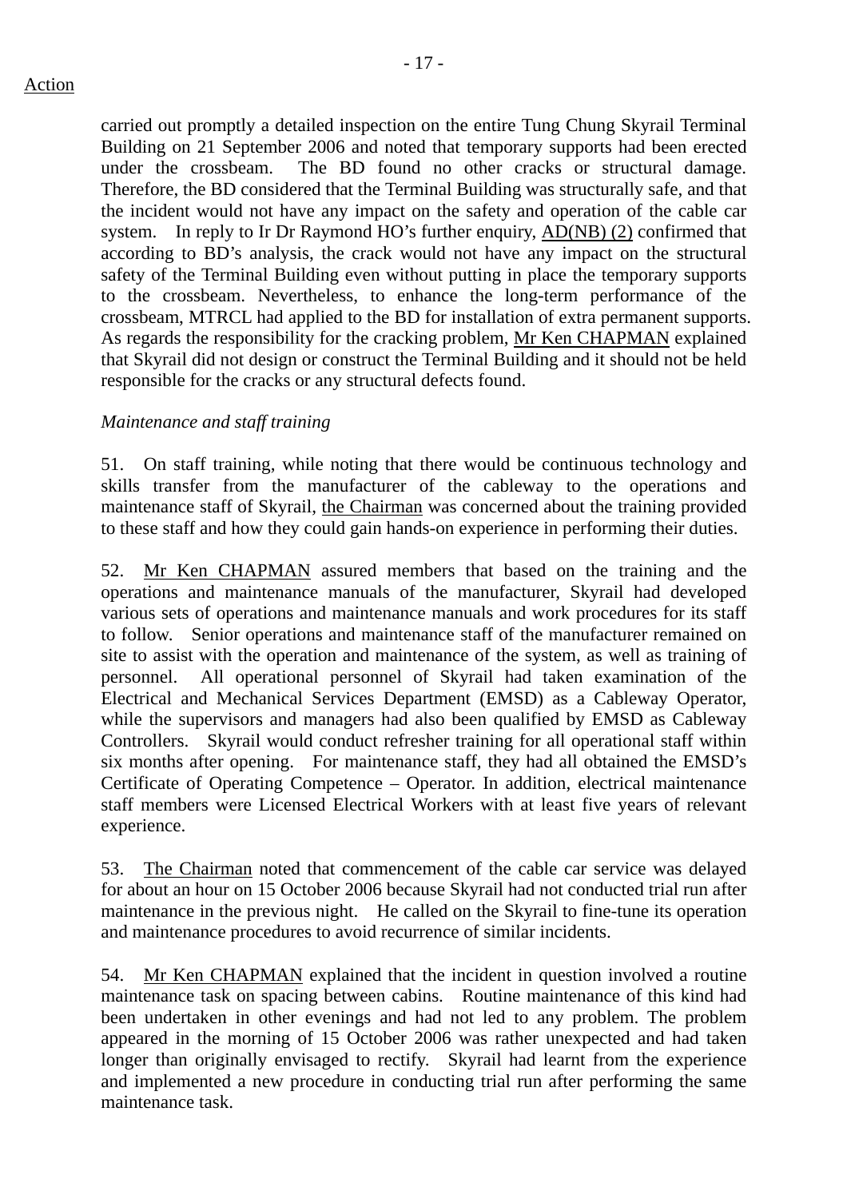Action

carried out promptly a detailed inspection on the entire Tung Chung Skyrail Terminal Building on 21 September 2006 and noted that temporary supports had been erected under the crossbeam. The BD found no other cracks or structural damage. Therefore, the BD considered that the Terminal Building was structurally safe, and that the incident would not have any impact on the safety and operation of the cable car system. In reply to Ir Dr Raymond HO's further enquiry, AD(NB) (2) confirmed that according to BD's analysis, the crack would not have any impact on the structural safety of the Terminal Building even without putting in place the temporary supports to the crossbeam. Nevertheless, to enhance the long-term performance of the crossbeam, MTRCL had applied to the BD for installation of extra permanent supports. As regards the responsibility for the cracking problem, Mr Ken CHAPMAN explained that Skyrail did not design or construct the Terminal Building and it should not be held responsible for the cracks or any structural defects found.

*Maintenance and staff training*

51. On staff training, while noting that there would be continuous technology and skills transfer from the manufacturer of the cableway to the operations and maintenance staff of Skyrail, the Chairman was concerned about the training provided to these staff and how they could gain hands-on experience in performing their duties.

52. Mr Ken CHAPMAN assured members that based on the training and the operations and maintenance manuals of the manufacturer, Skyrail had developed various sets of operations and maintenance manuals and work procedures for its staff to follow. Senior operations and maintenance staff of the manufacturer remained on site to assist with the operation and maintenance of the system, as well as training of personnel. All operational personnel of Skyrail had taken examination of the Electrical and Mechanical Services Department (EMSD) as a Cableway Operator, while the supervisors and managers had also been qualified by EMSD as Cableway Controllers. Skyrail would conduct refresher training for all operational staff within six months after opening. For maintenance staff, they had all obtained the EMSD's Certificate of Operating Competence – Operator. In addition, electrical maintenance staff members were Licensed Electrical Workers with at least five years of relevant experience.

53. The Chairman noted that commencement of the cable car service was delayed for about an hour on 15 October 2006 because Skyrail had not conducted trial run after maintenance in the previous night. He called on the Skyrail to fine-tune its operation and maintenance procedures to avoid recurrence of similar incidents.

54. Mr Ken CHAPMAN explained that the incident in question involved a routine maintenance task on spacing between cabins. Routine maintenance of this kind had been undertaken in other evenings and had not led to any problem. The problem appeared in the morning of 15 October 2006 was rather unexpected and had taken longer than originally envisaged to rectify. Skyrail had learnt from the experience and implemented a new procedure in conducting trial run after performing the same maintenance task.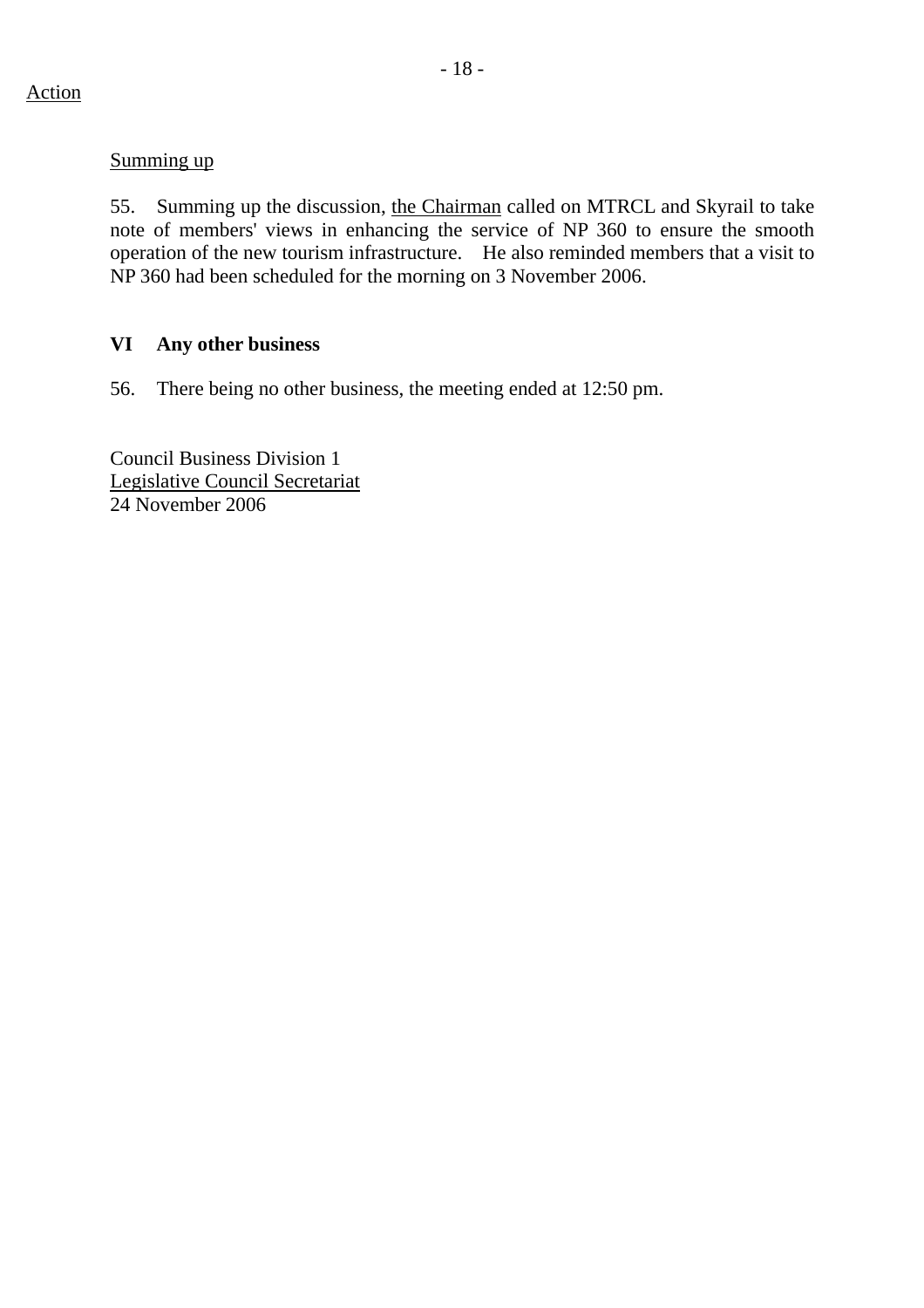Action

Summing up

55. Summing up the discussion, the Chairman called on MTRCL and Skyrail to take note of members' views in enhancing the service of NP 360 to ensure the smooth operation of the new tourism infrastructure. He also reminded members that a visit to NP 360 had been scheduled for the morning on 3 November 2006.

## VI Any other business

56. There being no other business, the meeting ended at 12:50 pm.

Council Business Division 1
Legislative Council Secretariat
24 November 2006